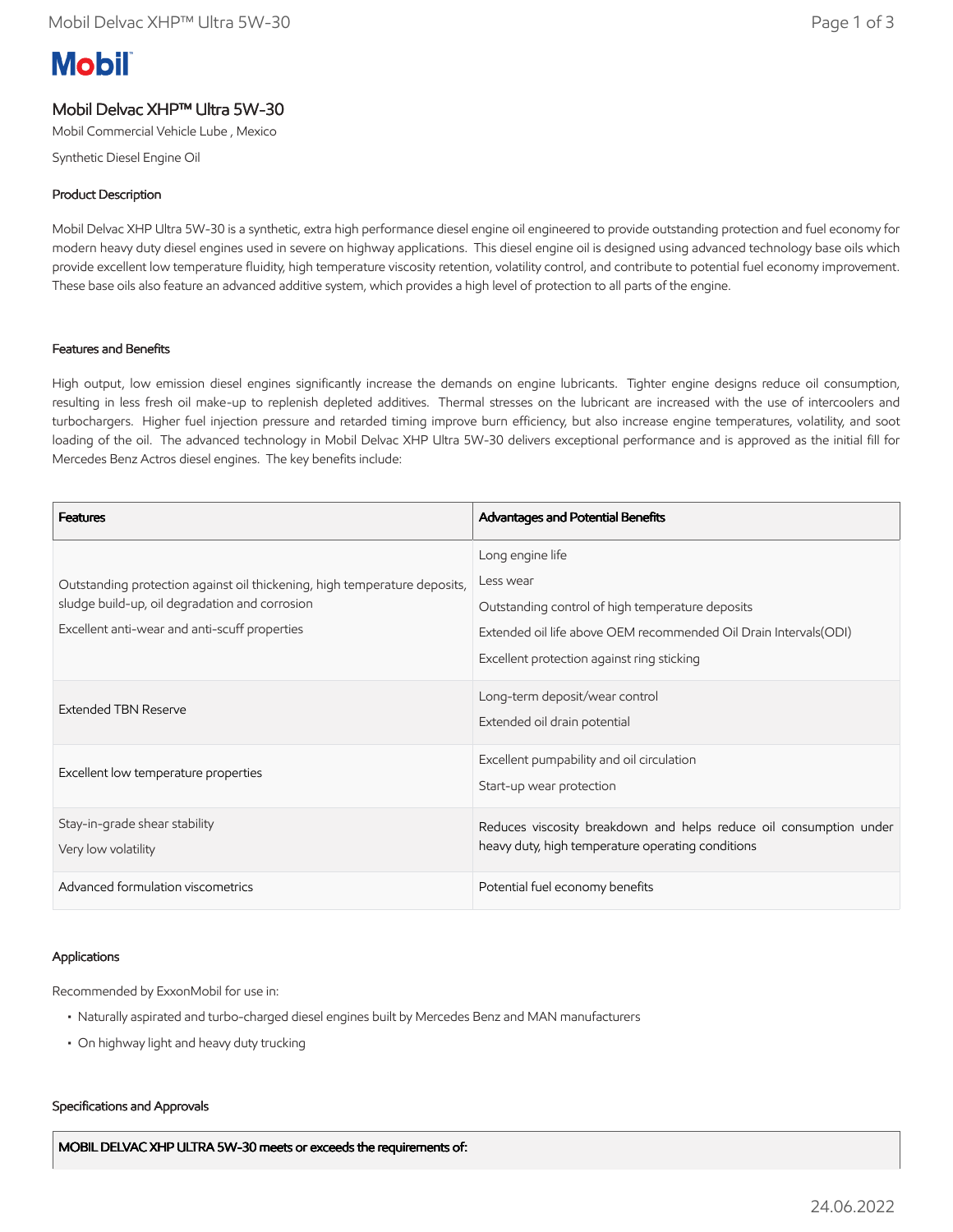# Mobil

## Mobil Delvac XHP™ Ultra 5W-30

Mobil Commercial Vehicle Lube , Mexico

Synthetic Diesel Engine Oil

### Product Description

Mobil Delvac XHP Ultra 5W-30 is a synthetic, extra high performance diesel engine oil engineered to provide outstanding protection and fuel economy for modern heavy duty diesel engines used in severe on highway applications. This diesel engine oil is designed using advanced technology base oils which provide excellent low temperature fluidity, high temperature viscosity retention, volatility control, and contribute to potential fuel economy improvement. These base oils also feature an advanced additive system, which provides a high level of protection to all parts of the engine.

### Features and Benefits

High output, low emission diesel engines significantly increase the demands on engine lubricants. Tighter engine designs reduce oil consumption, resulting in less fresh oil make-up to replenish depleted additives. Thermal stresses on the lubricant are increased with the use of intercoolers and turbochargers. Higher fuel injection pressure and retarded timing improve burn efficiency, but also increase engine temperatures, volatility, and soot loading of the oil. The advanced technology in Mobil Delvac XHP Ultra 5W-30 delivers exceptional performance and is approved as the initial fill for Mercedes Benz Actros diesel engines. The key benefits include:

| Features | Advantages and Potential Benefits |
|---|---|
| Outstanding protection against oil thickening, high temperature deposits, sludge build-up, oil degradation and corrosion<br>Excellent anti-wear and anti-scuff properties | Long engine life<br>Less wear<br>Outstanding control of high temperature deposits<br>Extended oil life above OEM recommended Oil Drain Intervals(ODI)<br>Excellent protection against ring sticking |
| Extended TBN Reserve | Long-term deposit/wear control<br>Extended oil drain potential |
| Excellent low temperature properties | Excellent pumpability and oil circulation<br>Start-up wear protection |
| Stay-in-grade shear stability<br>Very low volatility | Reduces viscosity breakdown and helps reduce oil consumption under heavy duty, high temperature operating conditions |
| Advanced formulation viscometrics | Potential fuel economy benefits |

### Applications

Recommended by ExxonMobil for use in:

- Naturally aspirated and turbo-charged diesel engines built by Mercedes Benz and MAN manufacturers
- On highway light and heavy duty trucking

### Specifications and Approvals

| MOBIL DELVAC XHP ULTRA 5W-30 meets or exceeds the requirements of: |
|---|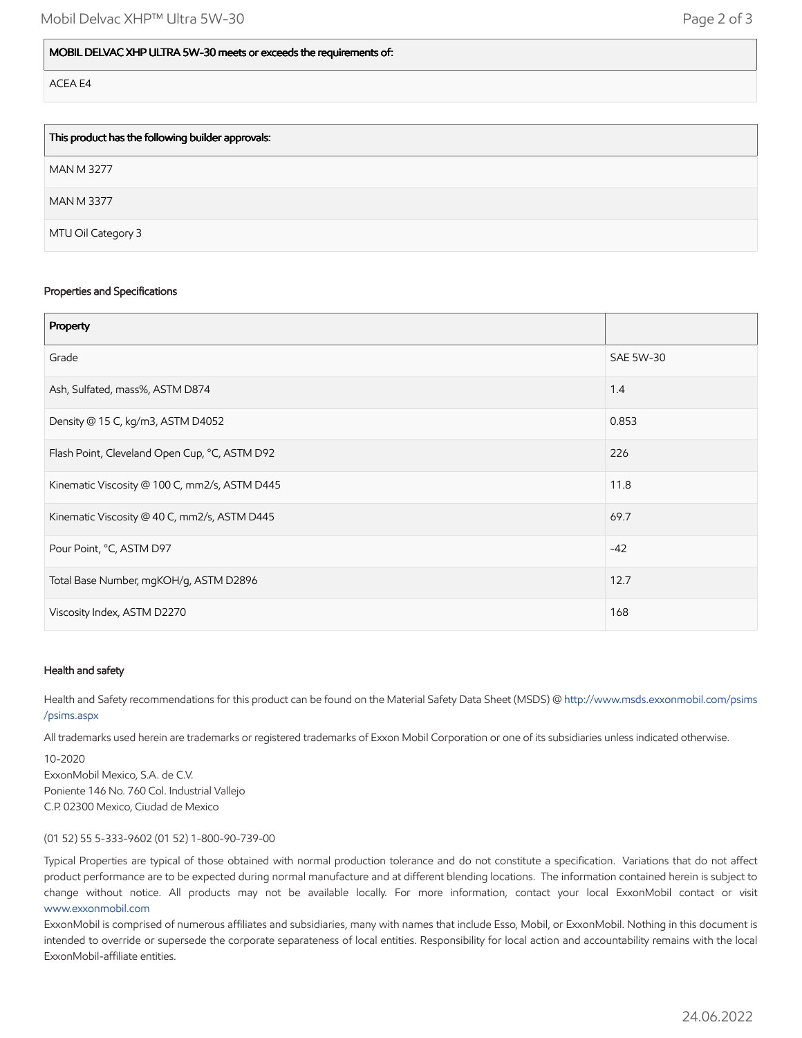| MOBIL DELVAC XHP ULTRA 5W-30 meets or exceeds the requirements of: |
| --- |
| ACEA E4 |

| This product has the following builder approvals: |
| --- |
| MAN M 3277 |
| MAN M 3377 |
| MTU Oil Category 3 |

### Properties and Specifications

| Property | |
| --- | --- |
| Grade | SAE 5W-30 |
| Ash, Sulfated, mass%, ASTM D874 | 1.4 |
| Density @ 15 C, kg/m3, ASTM D4052 | 0.853 |
| Flash Point, Cleveland Open Cup, °C, ASTM D92 | 226 |
| Kinematic Viscosity @ 100 C, mm2/s, ASTM D445 | 11.8 |
| Kinematic Viscosity @ 40 C, mm2/s, ASTM D445 | 69.7 |
| Pour Point, °C, ASTM D97 | -42 |
| Total Base Number, mgKOH/g, ASTM D2896 | 12.7 |
| Viscosity Index, ASTM D2270 | 168 |

### Health and safety

Health and Safety recommendations for this product can be found on the Material Safety Data Sheet (MSDS) @ http://www.msds.exxonmobil.com/psims/psims.aspx

All trademarks used herein are trademarks or registered trademarks of Exxon Mobil Corporation or one of its subsidiaries unless indicated otherwise.

10-2020
ExxonMobil Mexico, S.A. de C.V.
Poniente 146 No. 760 Col. Industrial Vallejo
C.P. 02300 Mexico, Ciudad de Mexico

(01 52) 55 5-333-9602 (01 52) 1-800-90-739-00

Typical Properties are typical of those obtained with normal production tolerance and do not constitute a specification. Variations that do not affect product performance are to be expected during normal manufacture and at different blending locations. The information contained herein is subject to change without notice. All products may not be available locally. For more information, contact your local ExxonMobil contact or visit www.exxonmobil.com

ExxonMobil is comprised of numerous affiliates and subsidiaries, many with names that include Esso, Mobil, or ExxonMobil. Nothing in this document is intended to override or supersede the corporate separateness of local entities. Responsibility for local action and accountability remains with the local ExxonMobil-affiliate entities.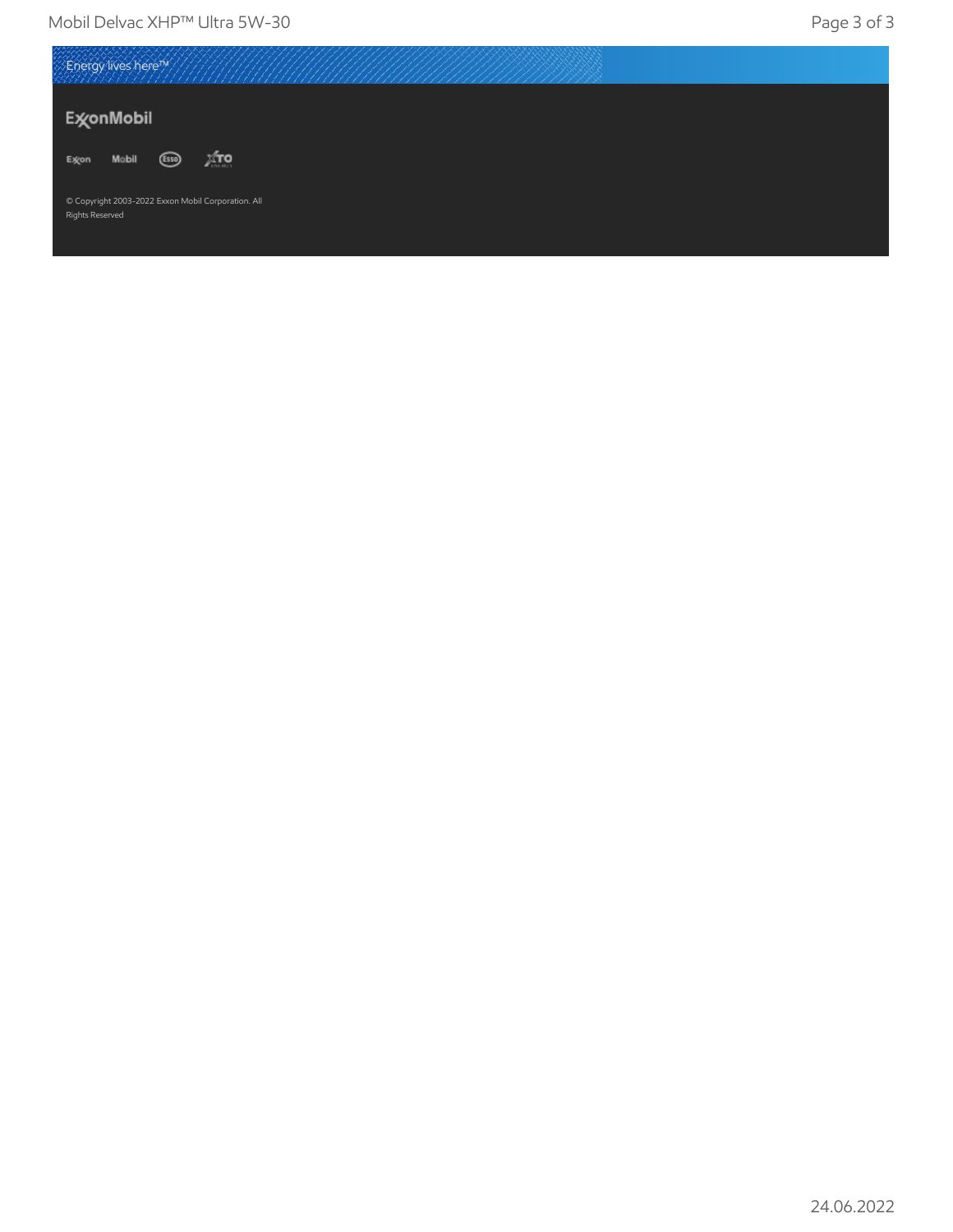Energy lives here™

ExxonMobil

Exxon Mobil Esso XTO

© Copyright 2003-2022 Exxon Mobil Corporation. All Rights Reserved